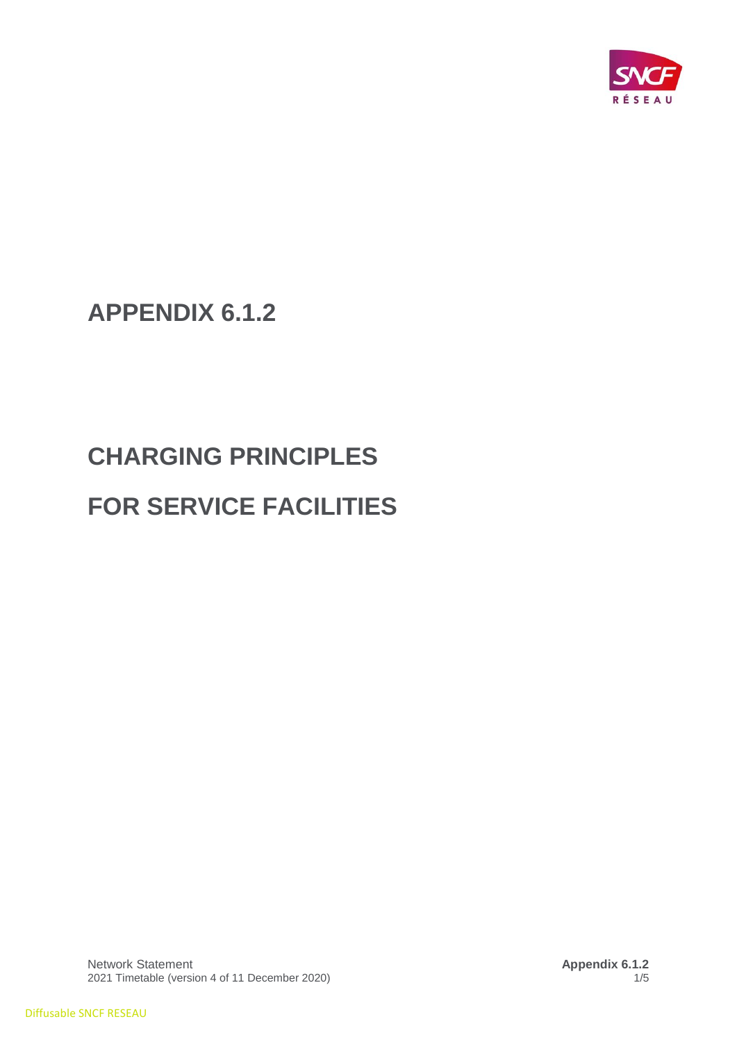# APPENDIX 6.1.2

# CHARGING PRINCIPLES

# FOR SERVICE FACILITIES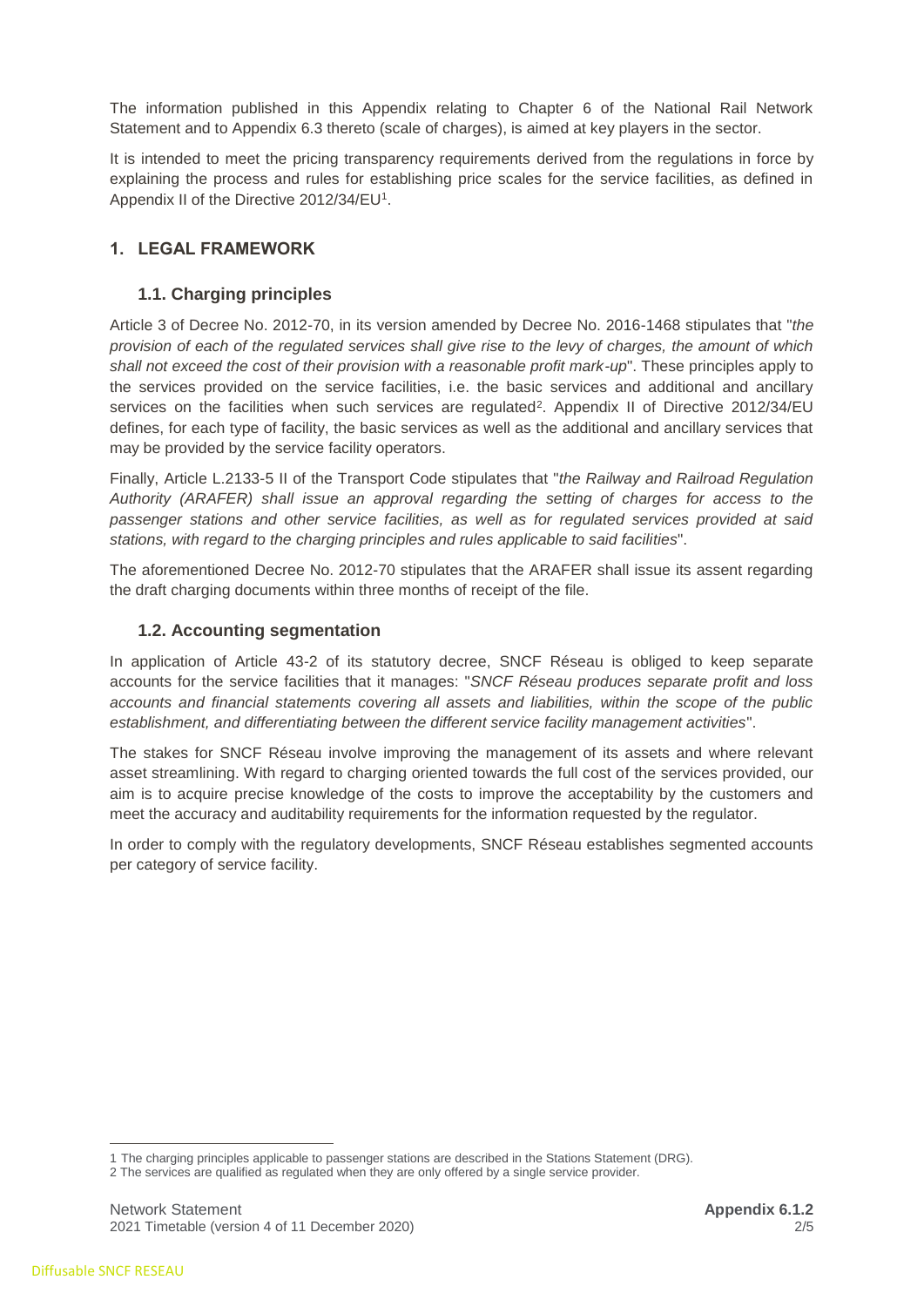The information published in this Appendix relating to Chapter 6 of the National Rail Network Statement and to Appendix 6.3 thereto (scale of charges), is aimed at key players in the sector.

It is intended to meet the pricing transparency requirements derived from the regulations in force by explaining the process and rules for establishing price scales for the service facilities, as defined in Appendix II of the Directive 2012/34/EU[1].

## 1. LEGAL FRAMEWORK

### 1.1. Charging principles

Article 3 of Decree No. 2012-70, in its version amended by Decree No. 2016-1468 stipulates that "*the provision of each of the regulated services shall give rise to the levy of charges, the amount of which shall not exceed the cost of their provision with a reasonable profit mark-up*". These principles apply to the services provided on the service facilities, i.e. the basic services and additional and ancillary services on the facilities when such services are regulated[2]. Appendix II of Directive 2012/34/EU defines, for each type of facility, the basic services as well as the additional and ancillary services that may be provided by the service facility operators.

Finally, Article L.2133-5 II of the Transport Code stipulates that "*the Railway and Railroad Regulation Authority (ARAFER) shall issue an approval regarding the setting of charges for access to the passenger stations and other service facilities, as well as for regulated services provided at said stations, with regard to the charging principles and rules applicable to said facilities*".

The aforementioned Decree No. 2012-70 stipulates that the ARAFER shall issue its assent regarding the draft charging documents within three months of receipt of the file.

### 1.2. Accounting segmentation

In application of Article 43-2 of its statutory decree, SNCF Réseau is obliged to keep separate accounts for the service facilities that it manages: "*SNCF Réseau produces separate profit and loss accounts and financial statements covering all assets and liabilities, within the scope of the public establishment, and differentiating between the different service facility management activities*".

The stakes for SNCF Réseau involve improving the management of its assets and where relevant asset streamlining. With regard to charging oriented towards the full cost of the services provided, our aim is to acquire precise knowledge of the costs to improve the acceptability by the customers and meet the accuracy and auditability requirements for the information requested by the regulator.

In order to comply with the regulatory developments, SNCF Réseau establishes segmented accounts per category of service facility.

---

1 The charging principles applicable to passenger stations are described in the Stations Statement (DRG).

2 The services are qualified as regulated when they are only offered by a single service provider.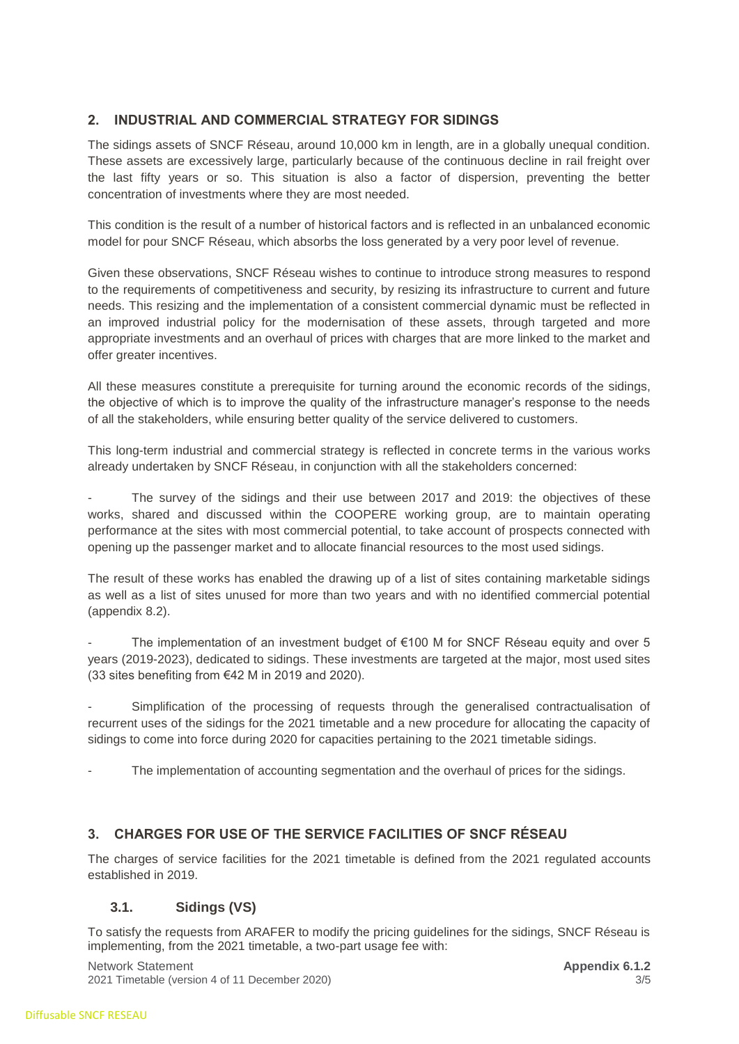## 2. INDUSTRIAL AND COMMERCIAL STRATEGY FOR SIDINGS

The sidings assets of SNCF Réseau, around 10,000 km in length, are in a globally unequal condition. These assets are excessively large, particularly because of the continuous decline in rail freight over the last fifty years or so. This situation is also a factor of dispersion, preventing the better concentration of investments where they are most needed.

This condition is the result of a number of historical factors and is reflected in an unbalanced economic model for pour SNCF Réseau, which absorbs the loss generated by a very poor level of revenue.

Given these observations, SNCF Réseau wishes to continue to introduce strong measures to respond to the requirements of competitiveness and security, by resizing its infrastructure to current and future needs. This resizing and the implementation of a consistent commercial dynamic must be reflected in an improved industrial policy for the modernisation of these assets, through targeted and more appropriate investments and an overhaul of prices with charges that are more linked to the market and offer greater incentives.

All these measures constitute a prerequisite for turning around the economic records of the sidings, the objective of which is to improve the quality of the infrastructure manager's response to the needs of all the stakeholders, while ensuring better quality of the service delivered to customers.

This long-term industrial and commercial strategy is reflected in concrete terms in the various works already undertaken by SNCF Réseau, in conjunction with all the stakeholders concerned:

- The survey of the sidings and their use between 2017 and 2019: the objectives of these works, shared and discussed within the COOPERE working group, are to maintain operating performance at the sites with most commercial potential, to take account of prospects connected with opening up the passenger market and to allocate financial resources to the most used sidings.

The result of these works has enabled the drawing up of a list of sites containing marketable sidings as well as a list of sites unused for more than two years and with no identified commercial potential (appendix 8.2).

- The implementation of an investment budget of €100 M for SNCF Réseau equity and over 5 years (2019-2023), dedicated to sidings. These investments are targeted at the major, most used sites (33 sites benefiting from €42 M in 2019 and 2020).

- Simplification of the processing of requests through the generalised contractualisation of recurrent uses of the sidings for the 2021 timetable and a new procedure for allocating the capacity of sidings to come into force during 2020 for capacities pertaining to the 2021 timetable sidings.

- The implementation of accounting segmentation and the overhaul of prices for the sidings.

## 3. CHARGES FOR USE OF THE SERVICE FACILITIES OF SNCF RÉSEAU

The charges of service facilities for the 2021 timetable is defined from the 2021 regulated accounts established in 2019.

### 3.1. Sidings (VS)

To satisfy the requests from ARAFER to modify the pricing guidelines for the sidings, SNCF Réseau is implementing, from the 2021 timetable, a two-part usage fee with: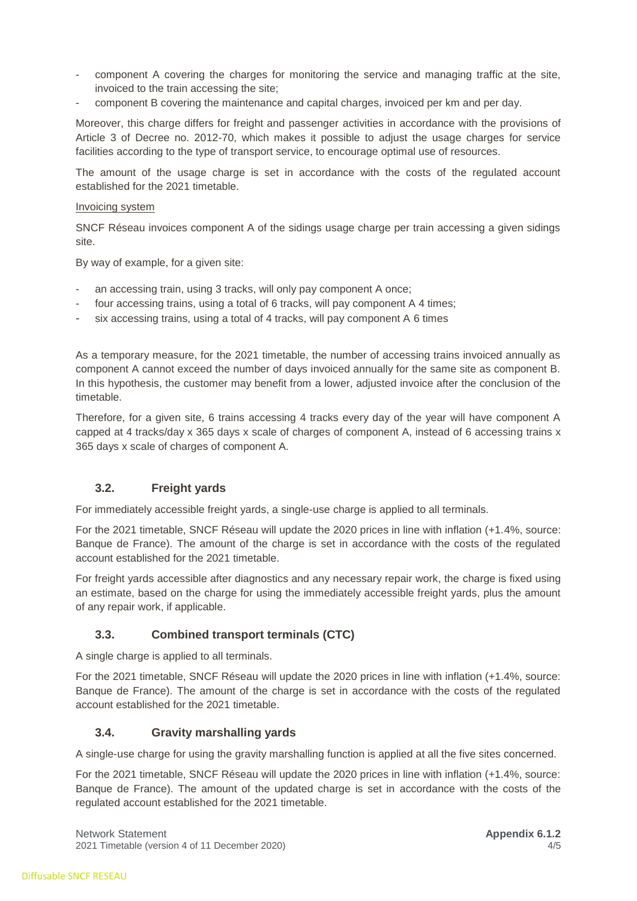- component A covering the charges for monitoring the service and managing traffic at the site, invoiced to the train accessing the site;
- component B covering the maintenance and capital charges, invoiced per km and per day.

Moreover, this charge differs for freight and passenger activities in accordance with the provisions of Article 3 of Decree no. 2012-70, which makes it possible to adjust the usage charges for service facilities according to the type of transport service, to encourage optimal use of resources.

The amount of the usage charge is set in accordance with the costs of the regulated account established for the 2021 timetable.

Invoicing system

SNCF Réseau invoices component A of the sidings usage charge per train accessing a given sidings site.

By way of example, for a given site:

- an accessing train, using 3 tracks, will only pay component A once;
- four accessing trains, using a total of 6 tracks, will pay component A 4 times;
- six accessing trains, using a total of 4 tracks, will pay component A 6 times

As a temporary measure, for the 2021 timetable, the number of accessing trains invoiced annually as component A cannot exceed the number of days invoiced annually for the same site as component B. In this hypothesis, the customer may benefit from a lower, adjusted invoice after the conclusion of the timetable.

Therefore, for a given site, 6 trains accessing 4 tracks every day of the year will have component A capped at 4 tracks/day x 365 days x scale of charges of component A, instead of 6 accessing trains x 365 days x scale of charges of component A.

### 3.2. Freight yards

For immediately accessible freight yards, a single-use charge is applied to all terminals.

For the 2021 timetable, SNCF Réseau will update the 2020 prices in line with inflation (+1.4%, source: Banque de France). The amount of the charge is set in accordance with the costs of the regulated account established for the 2021 timetable.

For freight yards accessible after diagnostics and any necessary repair work, the charge is fixed using an estimate, based on the charge for using the immediately accessible freight yards, plus the amount of any repair work, if applicable.

### 3.3. Combined transport terminals (CTC)

A single charge is applied to all terminals.

For the 2021 timetable, SNCF Réseau will update the 2020 prices in line with inflation (+1.4%, source: Banque de France). The amount of the charge is set in accordance with the costs of the regulated account established for the 2021 timetable.

### 3.4. Gravity marshalling yards

A single-use charge for using the gravity marshalling function is applied at all the five sites concerned.

For the 2021 timetable, SNCF Réseau will update the 2020 prices in line with inflation (+1.4%, source: Banque de France). The amount of the updated charge is set in accordance with the costs of the regulated account established for the 2021 timetable.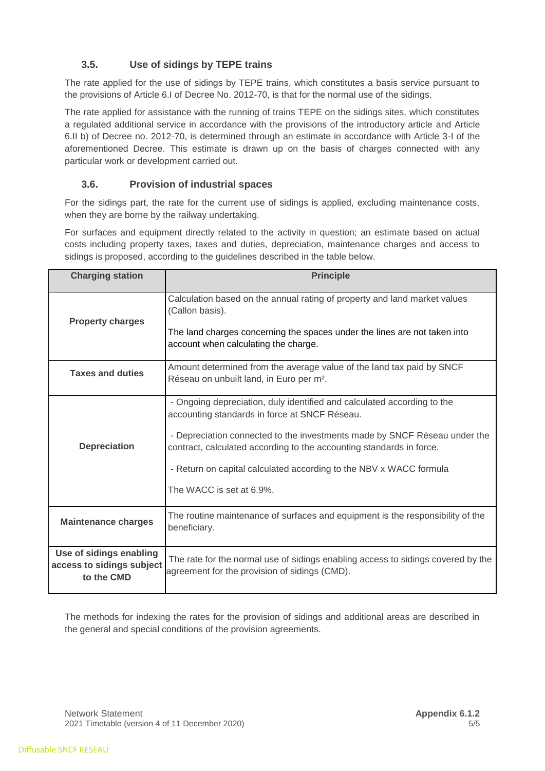### 3.5. Use of sidings by TEPE trains

The rate applied for the use of sidings by TEPE trains, which constitutes a basis service pursuant to the provisions of Article 6.I of Decree No. 2012-70, is that for the normal use of the sidings.

The rate applied for assistance with the running of trains TEPE on the sidings sites, which constitutes a regulated additional service in accordance with the provisions of the introductory article and Article 6.II b) of Decree no. 2012-70, is determined through an estimate in accordance with Article 3-I of the aforementioned Decree. This estimate is drawn up on the basis of charges connected with any particular work or development carried out.

### 3.6. Provision of industrial spaces

For the sidings part, the rate for the current use of sidings is applied, excluding maintenance costs, when they are borne by the railway undertaking.

For surfaces and equipment directly related to the activity in question; an estimate based on actual costs including property taxes, taxes and duties, depreciation, maintenance charges and access to sidings is proposed, according to the guidelines described in the table below.

| Charging station | Principle |
| --- | --- |
| **Property charges** | Calculation based on the annual rating of property and land market values (Callon basis).<br><br>The land charges concerning the spaces under the lines are not taken into account when calculating the charge. |
| **Taxes and duties** | Amount determined from the average value of the land tax paid by SNCF Réseau on unbuilt land, in Euro per m². |
| **Depreciation** | - Ongoing depreciation, duly identified and calculated according to the accounting standards in force at SNCF Réseau.<br><br>- Depreciation connected to the investments made by SNCF Réseau under the contract, calculated according to the accounting standards in force.<br><br>- Return on capital calculated according to the NBV x WACC formula<br><br>The WACC is set at 6.9%. |
| **Maintenance charges** | The routine maintenance of surfaces and equipment is the responsibility of the beneficiary. |
| **Use of sidings enabling access to sidings subject to the CMD** | The rate for the normal use of sidings enabling access to sidings covered by the agreement for the provision of sidings (CMD). |

The methods for indexing the rates for the provision of sidings and additional areas are described in the general and special conditions of the provision agreements.